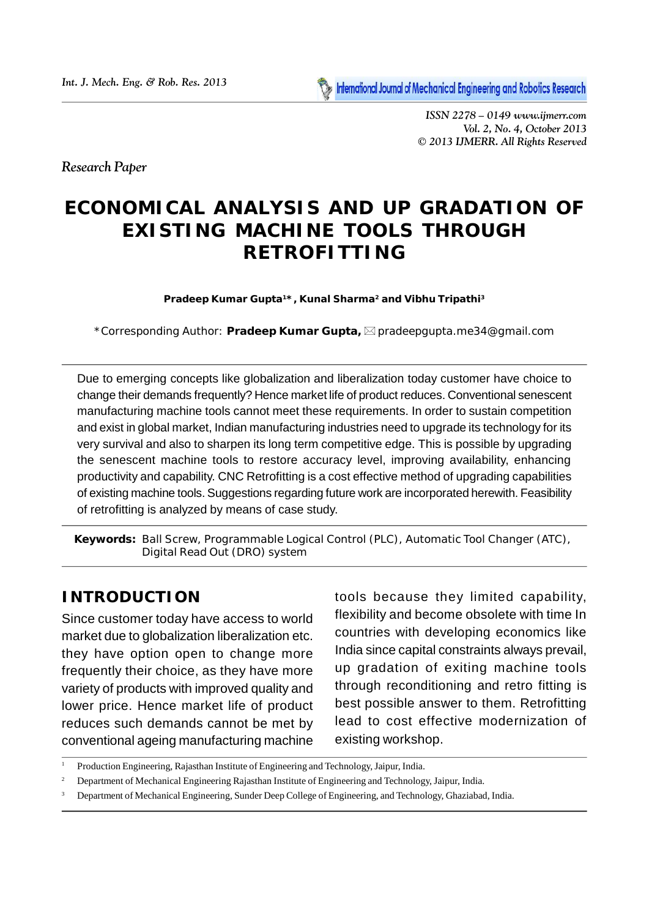*Research Paper*

# ECONOMICAL ANALYSIS AND UP GRADATION OF EXISTING MACHINE TOOLS THROUGH RETROFITTING

**Pradeep Kumar Gupta[1]*, Kunal Sharma[2] and Vibhu Tripathi[3]**

*Corresponding Author: **Pradeep Kumar Gupta,** ✉ pradeepgupta.me34@gmail.com

Due to emerging concepts like globalization and liberalization today customer have choice to change their demands frequently? Hence market life of product reduces. Conventional senescent manufacturing machine tools cannot meet these requirements. In order to sustain competition and exist in global market, Indian manufacturing industries need to upgrade its technology for its very survival and also to sharpen its long term competitive edge. This is possible by upgrading the senescent machine tools to restore accuracy level, improving availability, enhancing productivity and capability. CNC Retrofitting is a cost effective method of upgrading capabilities of existing machine tools. Suggestions regarding future work are incorporated herewith. Feasibility of retrofitting is analyzed by means of case study.

**Keywords:** Ball Screw, Programmable Logical Control (PLC), Automatic Tool Changer (ATC), Digital Read Out (DRO) system

## INTRODUCTION

Since customer today have access to world market due to globalization liberalization etc. they have option open to change more frequently their choice, as they have more variety of products with improved quality and lower price. Hence market life of product reduces such demands cannot be met by conventional ageing manufacturing machine tools because they limited capability, flexibility and become obsolete with time In countries with developing economics like India since capital constraints always prevail, up gradation of exiting machine tools through reconditioning and retro fitting is best possible answer to them. Retrofitting lead to cost effective modernization of existing workshop.

---

[1] Production Engineering, Rajasthan Institute of Engineering and Technology, Jaipur, India.

[2] Department of Mechanical Engineering Rajasthan Institute of Engineering and Technology, Jaipur, India.

[3] Department of Mechanical Engineering, Sunder Deep College of Engineering, and Technology, Ghaziabad, India.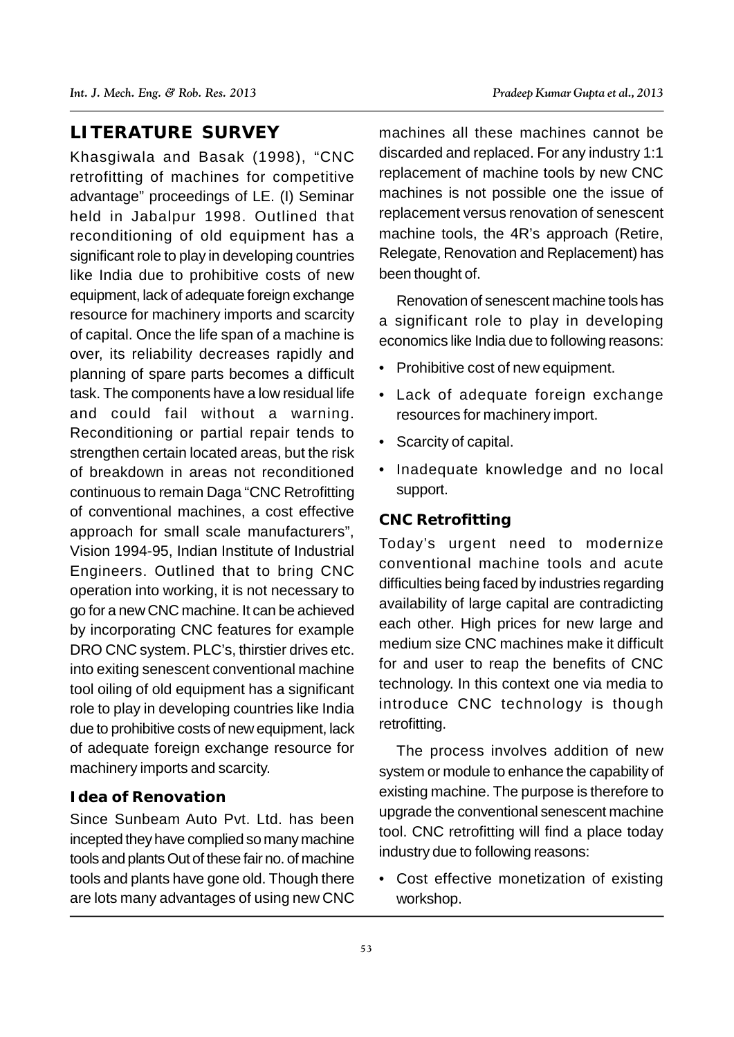## LITERATURE SURVEY

Khasgiwala and Basak (1998), "CNC retrofitting of machines for competitive advantage" proceedings of LE. (I) Seminar held in Jabalpur 1998. Outlined that reconditioning of old equipment has a significant role to play in developing countries like India due to prohibitive costs of new equipment, lack of adequate foreign exchange resource for machinery imports and scarcity of capital. Once the life span of a machine is over, its reliability decreases rapidly and planning of spare parts becomes a difficult task. The components have a low residual life and could fail without a warning. Reconditioning or partial repair tends to strengthen certain located areas, but the risk of breakdown in areas not reconditioned continuous to remain Daga "CNC Retrofitting of conventional machines, a cost effective approach for small scale manufacturers", Vision 1994-95, Indian Institute of Industrial Engineers. Outlined that to bring CNC operation into working, it is not necessary to go for a new CNC machine. It can be achieved by incorporating CNC features for example DRO CNC system. PLC's, thirstier drives etc. into exiting senescent conventional machine tool oiling of old equipment has a significant role to play in developing countries like India due to prohibitive costs of new equipment, lack of adequate foreign exchange resource for machinery imports and scarcity.

### Idea of Renovation

Since Sunbeam Auto Pvt. Ltd. has been incepted they have complied so many machine tools and plants Out of these fair no. of machine tools and plants have gone old. Though there are lots many advantages of using new CNC machines all these machines cannot be discarded and replaced. For any industry 1:1 replacement of machine tools by new CNC machines is not possible one the issue of replacement versus renovation of senescent machine tools, the 4R's approach (Retire, Relegate, Renovation and Replacement) has been thought of.

Renovation of senescent machine tools has a significant role to play in developing economics like India due to following reasons:

- Prohibitive cost of new equipment.
- Lack of adequate foreign exchange resources for machinery import.
- Scarcity of capital.
- Inadequate knowledge and no local support.

### CNC Retrofitting

Today's urgent need to modernize conventional machine tools and acute difficulties being faced by industries regarding availability of large capital are contradicting each other. High prices for new large and medium size CNC machines make it difficult for and user to reap the benefits of CNC technology. In this context one via media to introduce CNC technology is though retrofitting.

The process involves addition of new system or module to enhance the capability of existing machine. The purpose is therefore to upgrade the conventional senescent machine tool. CNC retrofitting will find a place today industry due to following reasons:

- Cost effective monetization of existing workshop.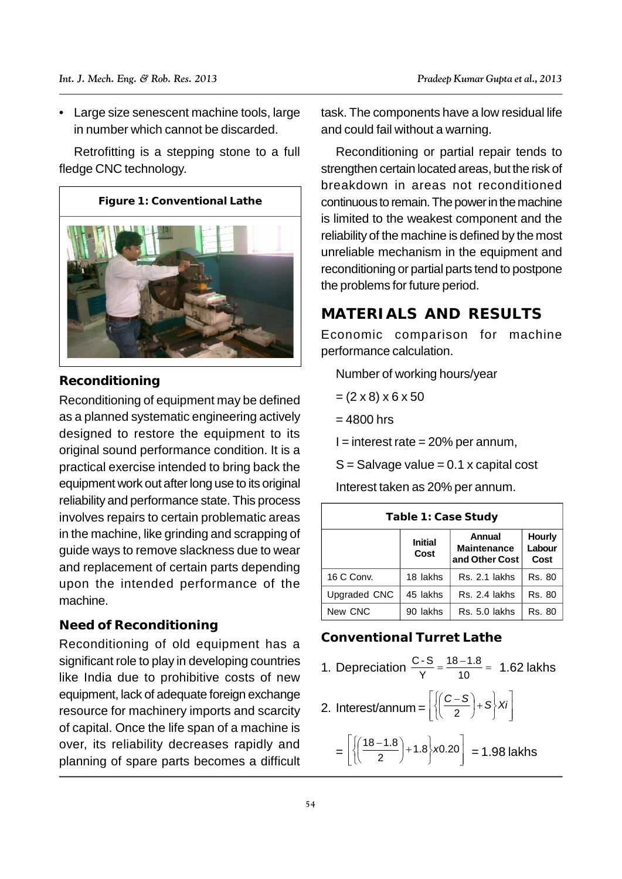- Large size senescent machine tools, large in number which cannot be discarded.

Retrofitting is a stepping stone to a full fledge CNC technology.

Figure 1: Conventional Lathe

## Reconditioning

Reconditioning of equipment may be defined as a planned systematic engineering actively designed to restore the equipment to its original sound performance condition. It is a practical exercise intended to bring back the equipment work out after long use to its original reliability and performance state. This process involves repairs to certain problematic areas in the machine, like grinding and scrapping of guide ways to remove slackness due to wear and replacement of certain parts depending upon the intended performance of the machine.

## Need of Reconditioning

Reconditioning of old equipment has a significant role to play in developing countries like India due to prohibitive costs of new equipment, lack of adequate foreign exchange resource for machinery imports and scarcity of capital. Once the life span of a machine is over, its reliability decreases rapidly and planning of spare parts becomes a difficult task. The components have a low residual life and could fail without a warning.

Reconditioning or partial repair tends to strengthen certain located areas, but the risk of breakdown in areas not reconditioned continuous to remain. The power in the machine is limited to the weakest component and the reliability of the machine is defined by the most unreliable mechanism in the equipment and reconditioning or partial parts tend to postpone the problems for future period.

# MATERIALS AND RESULTS

Economic comparison for machine performance calculation.

Number of working hours/year

= (2 x 8) x 6 x 50

= 4800 hrs

I = interest rate = 20% per annum,

S = Salvage value = 0.1 x capital cost

Interest taken as 20% per annum.

**Table 1: Case Study**

| | Initial Cost | Annual Maintenance and Other Cost | Hourly Labour Cost |
|---|---|---|---|
| 16 C Conv. | 18 lakhs | Rs. 2.1 lakhs | Rs. 80 |
| Upgraded CNC | 45 lakhs | Rs. 2.4 lakhs | Rs. 80 |
| New CNC | 90 lakhs | Rs. 5.0 lakhs | Rs. 80 |

## Conventional Turret Lathe

1. Depreciation $\frac{C-S}{Y} = \frac{18-1.8}{10} =$ 1.62 lakhs

2. Interest/annum = $\left[\left\{\left(\frac{C-S}{2}\right)+S\right\}Xi\right]$

$= \left[\left\{\left(\frac{18-1.8}{2}\right)+1.8\right\}x0.20\right]$ = 1.98 lakhs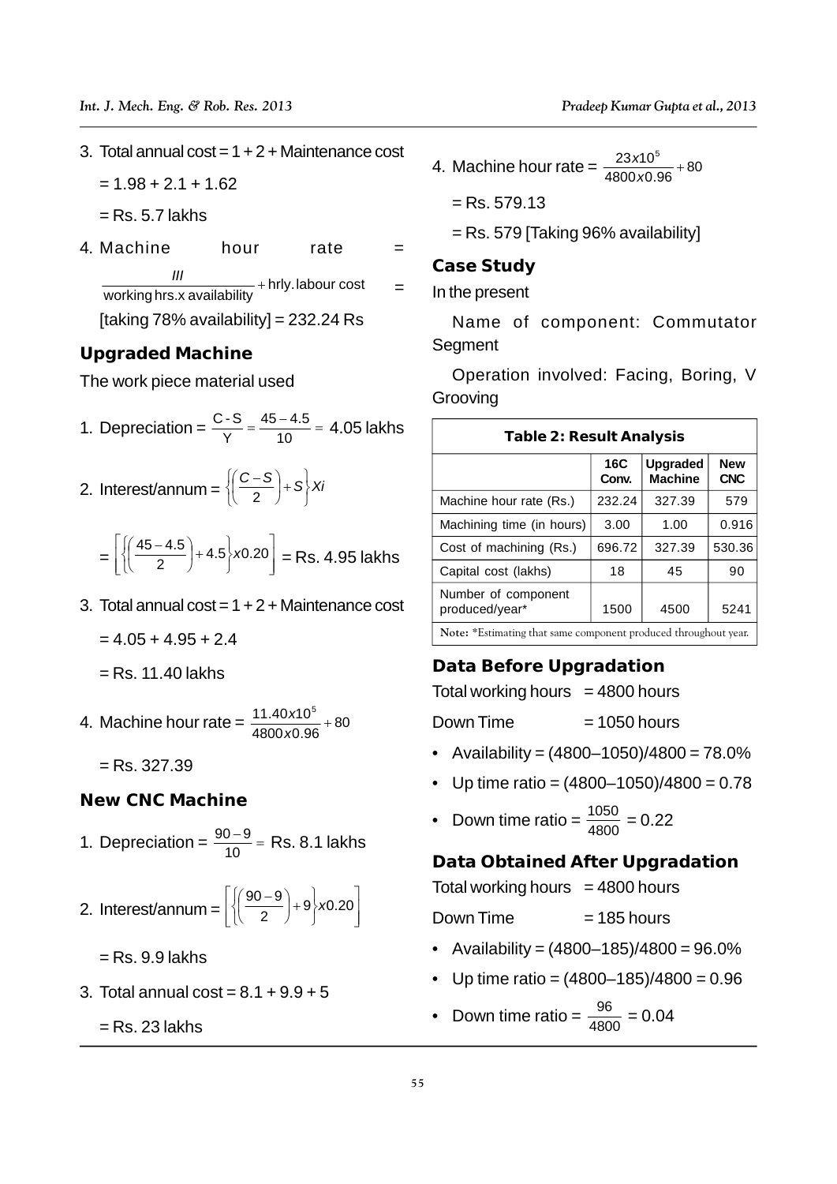3. Total annual cost = 1 + 2 + Maintenance cost

   = 1.98 + 2.1 + 1.62

   = Rs. 5.7 lakhs

4. Machine hour rate = $\frac{III}{\text{working hrs.x availability}} + \text{hrly. labour cost}$ =

   [taking 78% availability] = 232.24 Rs

### Upgraded Machine

The work piece material used

1. Depreciation = $\frac{C - S}{Y} = \frac{45 - 4.5}{10} = 4.05$ lakhs

2. Interest/annum = $\left\{\left(\frac{C - S}{2}\right) + S\right\} Xi$

   $= \left[\left\{\left(\frac{45 - 4.5}{2}\right) + 4.5\right\} x0.20\right]$ = Rs. 4.95 lakhs

3. Total annual cost = 1 + 2 + Maintenance cost

   = 4.05 + 4.95 + 2.4

   = Rs. 11.40 lakhs

4. Machine hour rate = $\frac{11.40x10^5}{4800x0.96} + 80$

   = Rs. 327.39

### New CNC Machine

1. Depreciation = $\frac{90 - 9}{10}$ = Rs. 8.1 lakhs

2. Interest/annum = $\left[\left\{\left(\frac{90 - 9}{2}\right) + 9\right\} x0.20\right]$

   = Rs. 9.9 lakhs

3. Total annual cost = 8.1 + 9.9 + 5

   = Rs. 23 lakhs

4. Machine hour rate = $\frac{23x10^5}{4800x0.96} + 80$

   = Rs. 579.13

   = Rs. 579 [Taking 96% availability]

### Case Study

In the present

Name of component: Commutator Segment

Operation involved: Facing, Boring, V Grooving

**Table 2: Result Analysis**

| | 16C Conv. | Upgraded Machine | New CNC |
|---|---|---|---|
| Machine hour rate (Rs.) | 232.24 | 327.39 | 579 |
| Machining time (in hours) | 3.00 | 1.00 | 0.916 |
| Cost of machining (Rs.) | 696.72 | 327.39 | 530.36 |
| Capital cost (lakhs) | 18 | 45 | 90 |
| Number of component produced/year* | 1500 | 4500 | 5241 |

**Note:** *Estimating that same component produced throughout year.

### Data Before Upgradation

Total working hours = 4800 hours

Down Time = 1050 hours

- Availability = (4800–1050)/4800 = 78.0%
- Up time ratio = (4800–1050)/4800 = 0.78
- Down time ratio = $\frac{1050}{4800}$ = 0.22

### Data Obtained After Upgradation

Total working hours = 4800 hours

Down Time = 185 hours

- Availability = (4800–185)/4800 = 96.0%
- Up time ratio = (4800–185)/4800 = 0.96
- Down time ratio = $\frac{96}{4800}$ = 0.04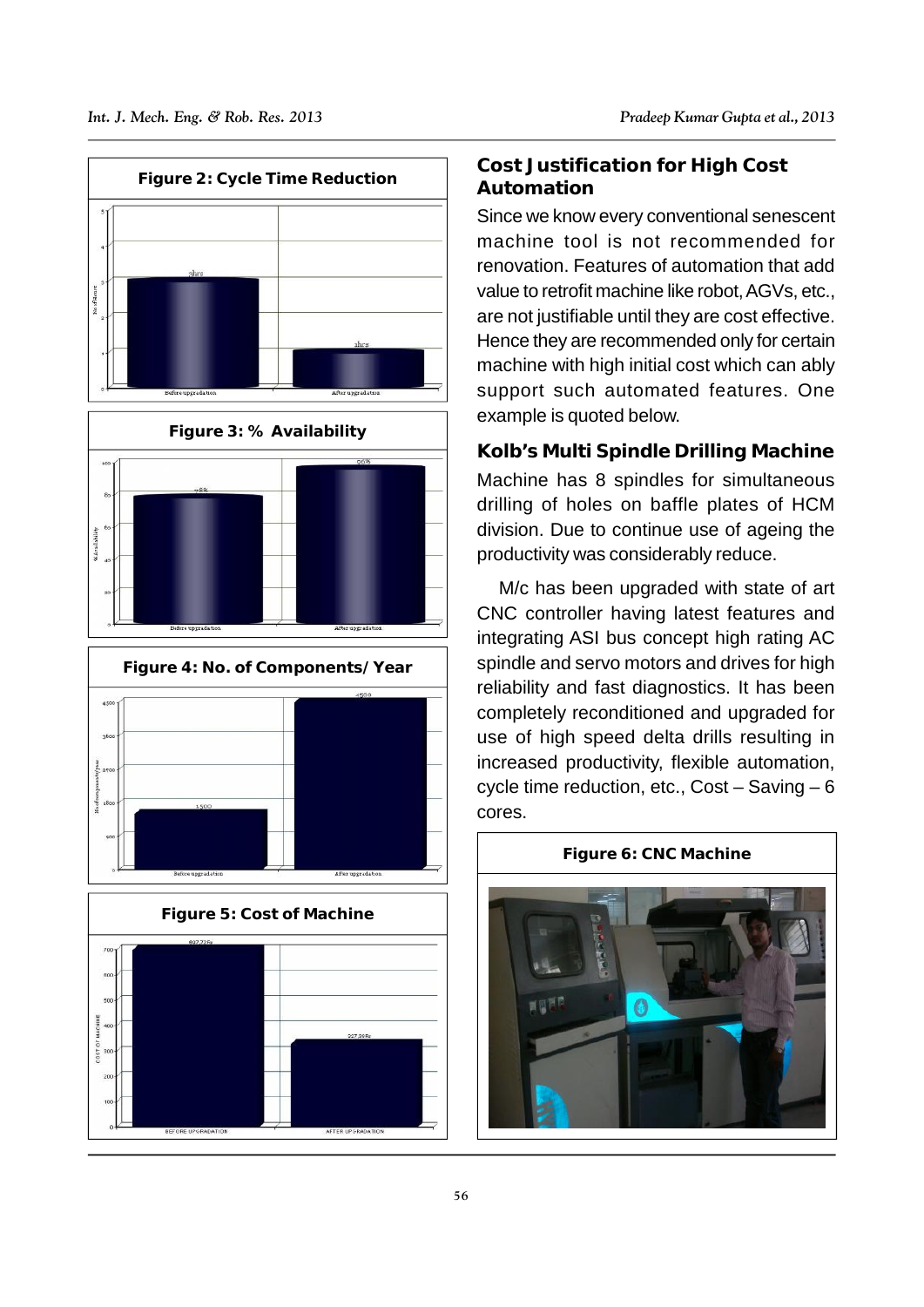Figure 2: Cycle Time Reduction

Figure 3: % Availability

Figure 4: No. of Components/Year

Figure 5: Cost of Machine

## Cost Justification for High Cost Automation

Since we know every conventional senescent machine tool is not recommended for renovation. Features of automation that add value to retrofit machine like robot, AGVs, etc., are not justifiable until they are cost effective. Hence they are recommended only for certain machine with high initial cost which can ably support such automated features. One example is quoted below.

## Kolb's Multi Spindle Drilling Machine

Machine has 8 spindles for simultaneous drilling of holes on baffle plates of HCM division. Due to continue use of ageing the productivity was considerably reduce.

M/c has been upgraded with state of art CNC controller having latest features and integrating ASI bus concept high rating AC spindle and servo motors and drives for high reliability and fast diagnostics. It has been completely reconditioned and upgraded for use of high speed delta drills resulting in increased productivity, flexible automation, cycle time reduction, etc., Cost – Saving – 6 cores.

Figure 6: CNC Machine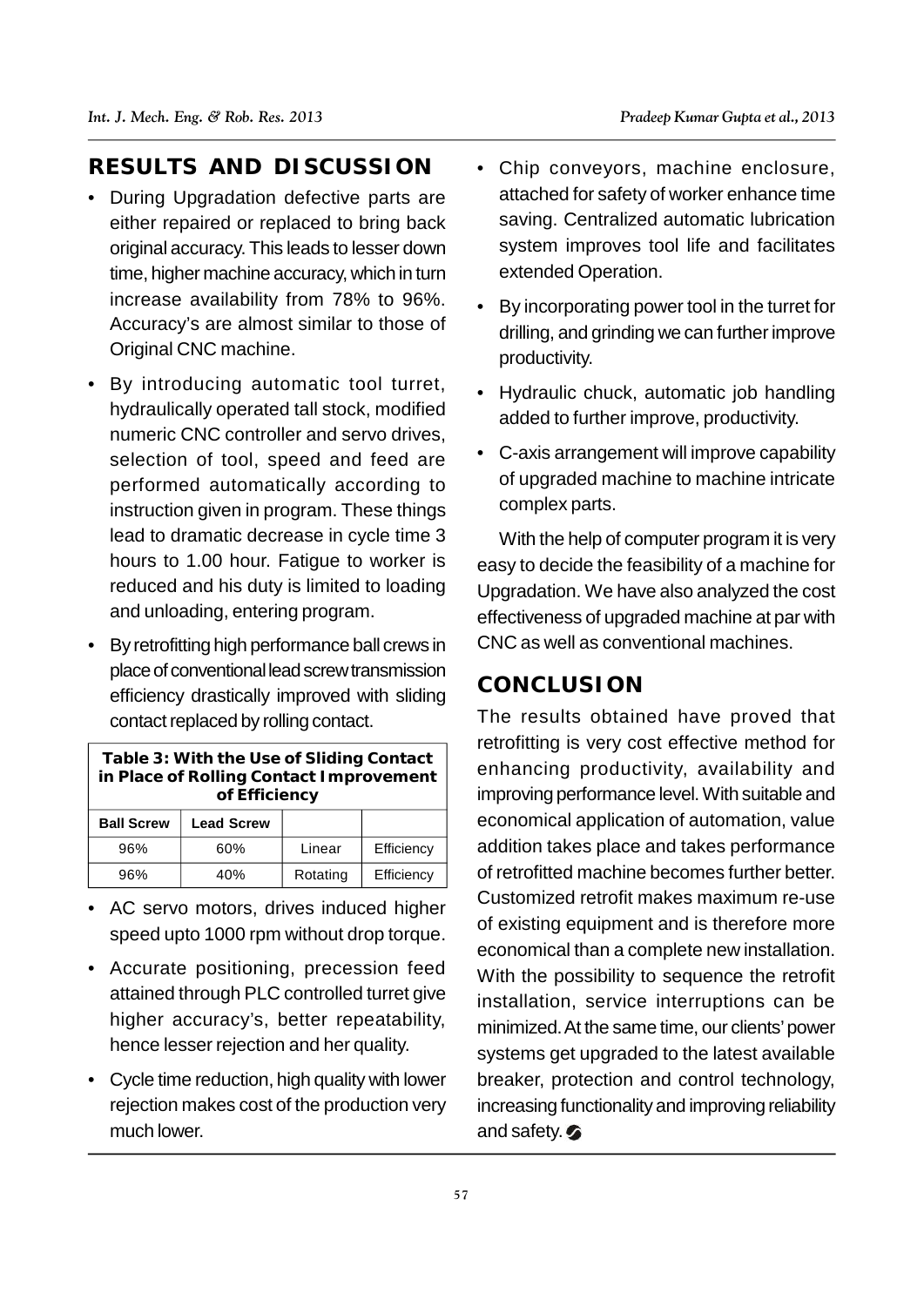## RESULTS AND DISCUSSION

- During Upgradation defective parts are either repaired or replaced to bring back original accuracy. This leads to lesser down time, higher machine accuracy, which in turn increase availability from 78% to 96%. Accuracy's are almost similar to those of Original CNC machine.
- By introducing automatic tool turret, hydraulically operated tall stock, modified numeric CNC controller and servo drives, selection of tool, speed and feed are performed automatically according to instruction given in program. These things lead to dramatic decrease in cycle time 3 hours to 1.00 hour. Fatigue to worker is reduced and his duty is limited to loading and unloading, entering program.
- By retrofitting high performance ball crews in place of conventional lead screw transmission efficiency drastically improved with sliding contact replaced by rolling contact.

**Table 3: With the Use of Sliding Contact in Place of Rolling Contact Improvement of Efficiency**

| Ball Screw | Lead Screw | | |
|---|---|---|---|
| 96% | 60% | Linear | Efficiency |
| 96% | 40% | Rotating | Efficiency |

- AC servo motors, drives induced higher speed upto 1000 rpm without drop torque.
- Accurate positioning, precession feed attained through PLC controlled turret give higher accuracy's, better repeatability, hence lesser rejection and her quality.
- Cycle time reduction, high quality with lower rejection makes cost of the production very much lower.
- Chip conveyors, machine enclosure, attached for safety of worker enhance time saving. Centralized automatic lubrication system improves tool life and facilitates extended Operation.
- By incorporating power tool in the turret for drilling, and grinding we can further improve productivity.
- Hydraulic chuck, automatic job handling added to further improve, productivity.
- C-axis arrangement will improve capability of upgraded machine to machine intricate complex parts.

With the help of computer program it is very easy to decide the feasibility of a machine for Upgradation. We have also analyzed the cost effectiveness of upgraded machine at par with CNC as well as conventional machines.

## CONCLUSION

The results obtained have proved that retrofitting is very cost effective method for enhancing productivity, availability and improving performance level. With suitable and economical application of automation, value addition takes place and takes performance of retrofitted machine becomes further better. Customized retrofit makes maximum re-use of existing equipment and is therefore more economical than a complete new installation. With the possibility to sequence the retrofit installation, service interruptions can be minimized. At the same time, our clients' power systems get upgraded to the latest available breaker, protection and control technology, increasing functionality and improving reliability and safety.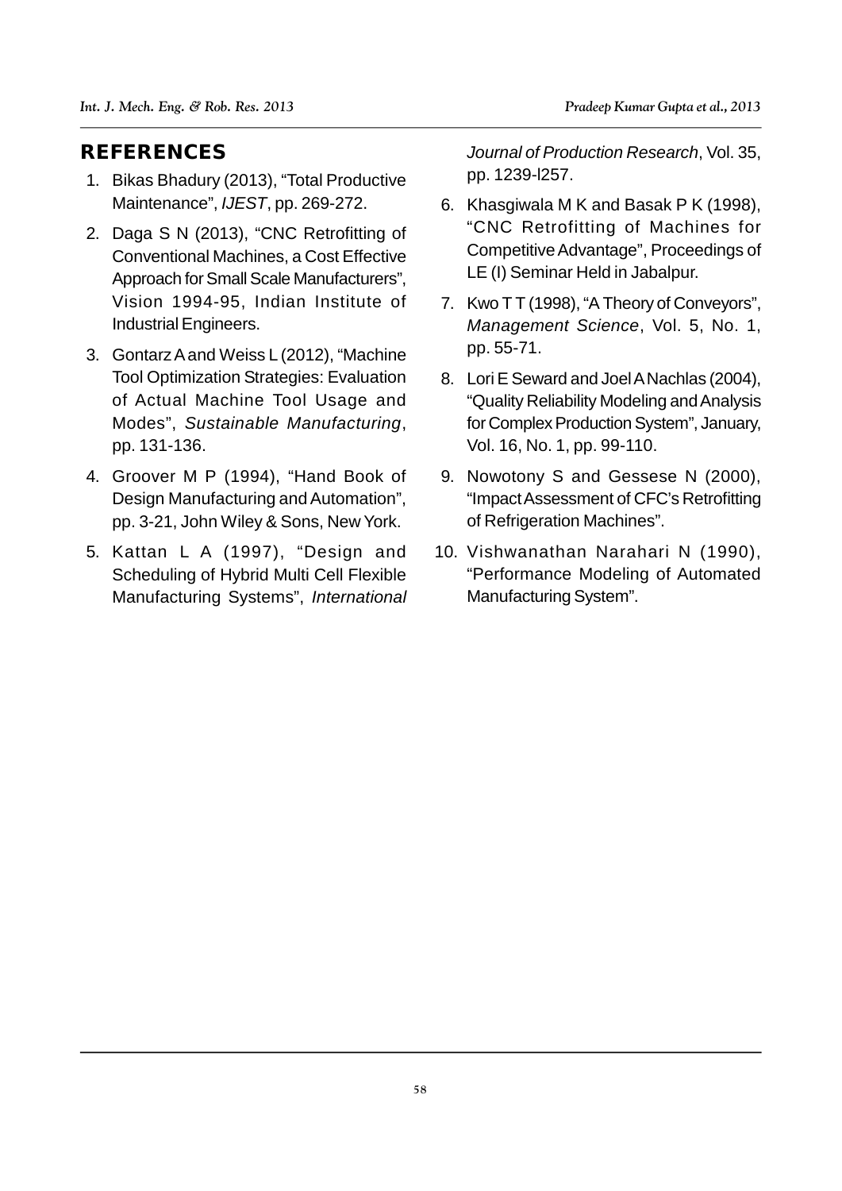## REFERENCES

1. Bikas Bhadury (2013), "Total Productive Maintenance", *IJEST*, pp. 269-272.
2. Daga S N (2013), "CNC Retrofitting of Conventional Machines, a Cost Effective Approach for Small Scale Manufacturers", Vision 1994-95, Indian Institute of Industrial Engineers.
3. Gontarz A and Weiss L (2012), "Machine Tool Optimization Strategies: Evaluation of Actual Machine Tool Usage and Modes", *Sustainable Manufacturing*, pp. 131-136.
4. Groover M P (1994), "Hand Book of Design Manufacturing and Automation", pp. 3-21, John Wiley & Sons, New York.
5. Kattan L A (1997), "Design and Scheduling of Hybrid Multi Cell Flexible Manufacturing Systems", *International Journal of Production Research*, Vol. 35, pp. 1239-l257.
6. Khasgiwala M K and Basak P K (1998), "CNC Retrofitting of Machines for Competitive Advantage", Proceedings of LE (I) Seminar Held in Jabalpur.
7. Kwo T T (1998), "A Theory of Conveyors", *Management Science*, Vol. 5, No. 1, pp. 55-71.
8. Lori E Seward and Joel A Nachlas (2004), "Quality Reliability Modeling and Analysis for Complex Production System", January, Vol. 16, No. 1, pp. 99-110.
9. Nowotony S and Gessese N (2000), "Impact Assessment of CFC's Retrofitting of Refrigeration Machines".
10. Vishwanathan Narahari N (1990), "Performance Modeling of Automated Manufacturing System".